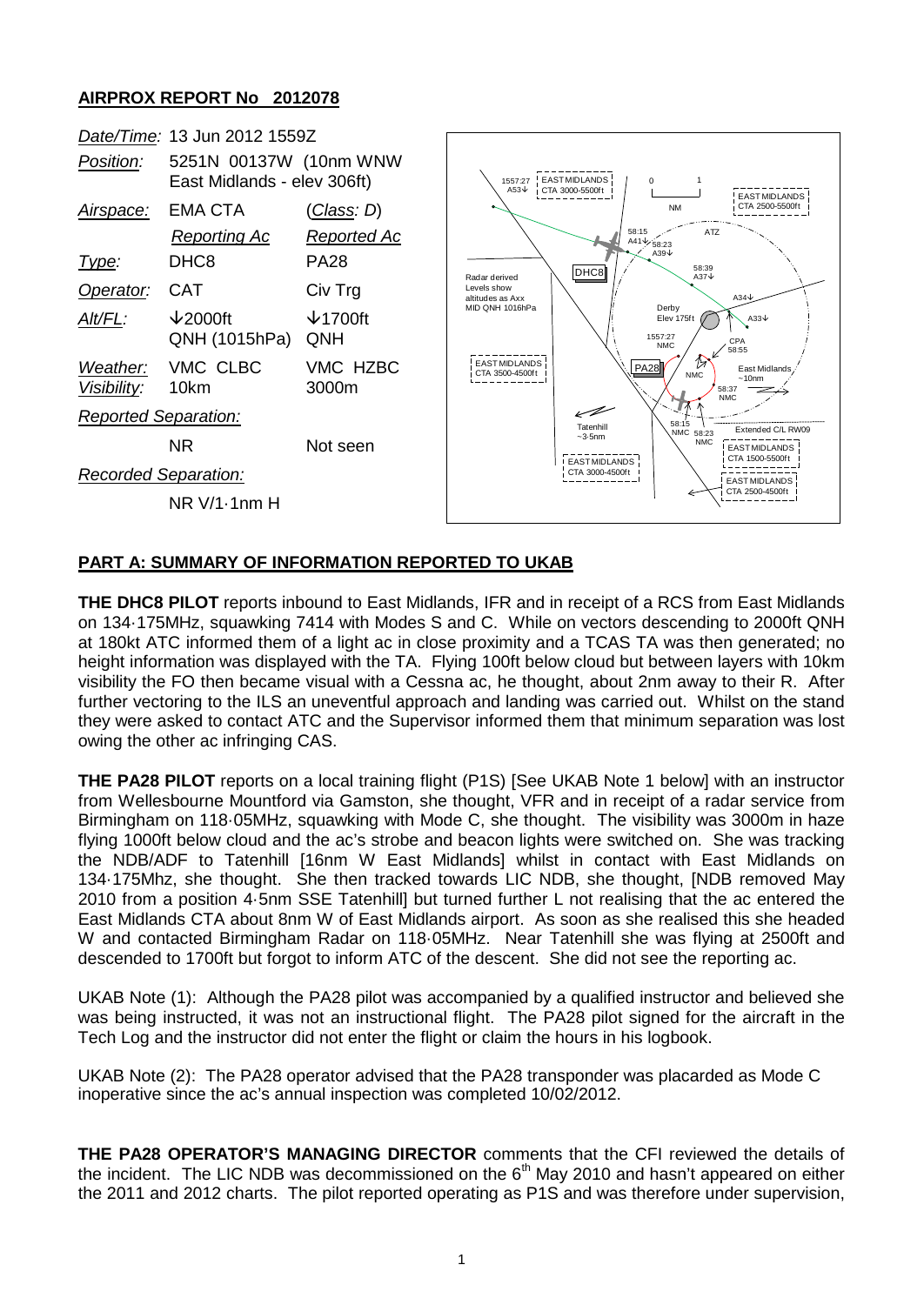## AIRPROX REPORT No 2012078

| | | |
|---|---|---|
| *Date/Time:* | 13 Jun 2012 1559Z | |
| *Position:* | 5251N 00137W (10nm WNW East Midlands - elev 306ft) | |
| *Airspace:* | EMA CTA | (*Class*: D) |
| | *Reporting Ac* | *Reported Ac* |
| *Type:* | DHC8 | PA28 |
| *Operator:* | CAT | Civ Trg |
| *Alt/FL:* | ↓2000ft QNH (1015hPa) | ↓1700ft QNH |
| *Weather:* | VMC CLBC | VMC HZBC |
| *Visibility:* | 10km | 3000m |
| *Reported Separation:* | | |
| | NR | Not seen |
| *Recorded Separation:* | | |
| | NR V/1·1nm H | |

## PART A: SUMMARY OF INFORMATION REPORTED TO UKAB

**THE DHC8 PILOT** reports inbound to East Midlands, IFR and in receipt of a RCS from East Midlands on 134·175MHz, squawking 7414 with Modes S and C. While on vectors descending to 2000ft QNH at 180kt ATC informed them of a light ac in close proximity and a TCAS TA was then generated; no height information was displayed with the TA. Flying 100ft below cloud but between layers with 10km visibility the FO then became visual with a Cessna ac, he thought, about 2nm away to their R. After further vectoring to the ILS an uneventful approach and landing was carried out. Whilst on the stand they were asked to contact ATC and the Supervisor informed them that minimum separation was lost owing the other ac infringing CAS.

**THE PA28 PILOT** reports on a local training flight (P1S) [See UKAB Note 1 below] with an instructor from Wellesbourne Mountford via Gamston, she thought, VFR and in receipt of a radar service from Birmingham on 118·05MHz, squawking with Mode C, she thought. The visibility was 3000m in haze flying 1000ft below cloud and the ac's strobe and beacon lights were switched on. She was tracking the NDB/ADF to Tatenhill [16nm W East Midlands] whilst in contact with East Midlands on 134·175Mhz, she thought. She then tracked towards LIC NDB, she thought, [NDB removed May 2010 from a position 4·5nm SSE Tatenhill] but turned further L not realising that the ac entered the East Midlands CTA about 8nm W of East Midlands airport. As soon as she realised this she headed W and contacted Birmingham Radar on 118·05MHz. Near Tatenhill she was flying at 2500ft and descended to 1700ft but forgot to inform ATC of the descent. She did not see the reporting ac.

UKAB Note (1): Although the PA28 pilot was accompanied by a qualified instructor and believed she was being instructed, it was not an instructional flight. The PA28 pilot signed for the aircraft in the Tech Log and the instructor did not enter the flight or claim the hours in his logbook.

UKAB Note (2): The PA28 operator advised that the PA28 transponder was placarded as Mode C inoperative since the ac's annual inspection was completed 10/02/2012.

**THE PA28 OPERATOR'S MANAGING DIRECTOR** comments that the CFI reviewed the details of the incident. The LIC NDB was decommissioned on the 6th May 2010 and hasn't appeared on either the 2011 and 2012 charts. The pilot reported operating as P1S and was therefore under supervision,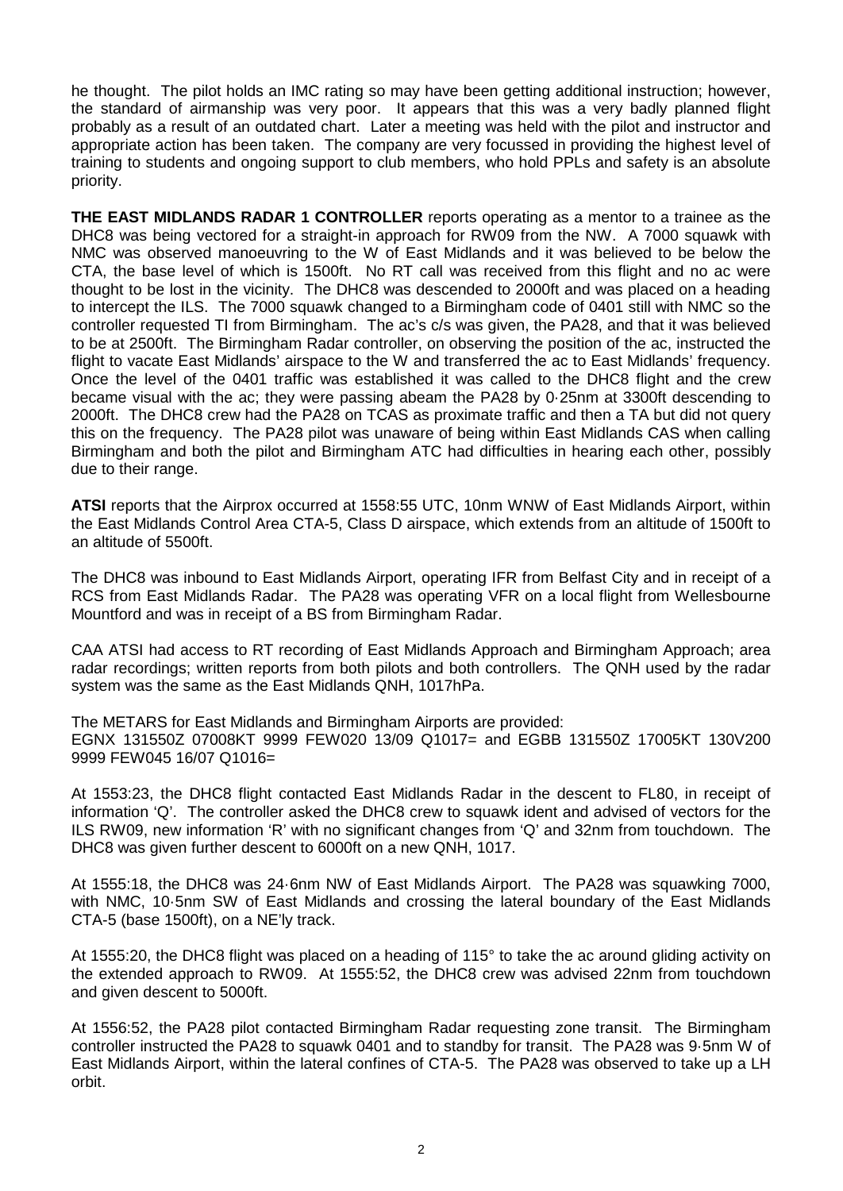he thought. The pilot holds an IMC rating so may have been getting additional instruction; however, the standard of airmanship was very poor. It appears that this was a very badly planned flight probably as a result of an outdated chart. Later a meeting was held with the pilot and instructor and appropriate action has been taken. The company are very focussed in providing the highest level of training to students and ongoing support to club members, who hold PPLs and safety is an absolute priority.

**THE EAST MIDLANDS RADAR 1 CONTROLLER** reports operating as a mentor to a trainee as the DHC8 was being vectored for a straight-in approach for RW09 from the NW. A 7000 squawk with NMC was observed manoeuvring to the W of East Midlands and it was believed to be below the CTA, the base level of which is 1500ft. No RT call was received from this flight and no ac were thought to be lost in the vicinity. The DHC8 was descended to 2000ft and was placed on a heading to intercept the ILS. The 7000 squawk changed to a Birmingham code of 0401 still with NMC so the controller requested TI from Birmingham. The ac's c/s was given, the PA28, and that it was believed to be at 2500ft. The Birmingham Radar controller, on observing the position of the ac, instructed the flight to vacate East Midlands' airspace to the W and transferred the ac to East Midlands' frequency. Once the level of the 0401 traffic was established it was called to the DHC8 flight and the crew became visual with the ac; they were passing abeam the PA28 by 0·25nm at 3300ft descending to 2000ft. The DHC8 crew had the PA28 on TCAS as proximate traffic and then a TA but did not query this on the frequency. The PA28 pilot was unaware of being within East Midlands CAS when calling Birmingham and both the pilot and Birmingham ATC had difficulties in hearing each other, possibly due to their range.

**ATSI** reports that the Airprox occurred at 1558:55 UTC, 10nm WNW of East Midlands Airport, within the East Midlands Control Area CTA-5, Class D airspace, which extends from an altitude of 1500ft to an altitude of 5500ft.

The DHC8 was inbound to East Midlands Airport, operating IFR from Belfast City and in receipt of a RCS from East Midlands Radar. The PA28 was operating VFR on a local flight from Wellesbourne Mountford and was in receipt of a BS from Birmingham Radar.

CAA ATSI had access to RT recording of East Midlands Approach and Birmingham Approach; area radar recordings; written reports from both pilots and both controllers. The QNH used by the radar system was the same as the East Midlands QNH, 1017hPa.

The METARS for East Midlands and Birmingham Airports are provided:
EGNX 131550Z 07008KT 9999 FEW020 13/09 Q1017= and EGBB 131550Z 17005KT 130V200 9999 FEW045 16/07 Q1016=

At 1553:23, the DHC8 flight contacted East Midlands Radar in the descent to FL80, in receipt of information 'Q'. The controller asked the DHC8 crew to squawk ident and advised of vectors for the ILS RW09, new information 'R' with no significant changes from 'Q' and 32nm from touchdown. The DHC8 was given further descent to 6000ft on a new QNH, 1017.

At 1555:18, the DHC8 was 24·6nm NW of East Midlands Airport. The PA28 was squawking 7000, with NMC, 10·5nm SW of East Midlands and crossing the lateral boundary of the East Midlands CTA-5 (base 1500ft), on a NE'ly track.

At 1555:20, the DHC8 flight was placed on a heading of 115° to take the ac around gliding activity on the extended approach to RW09. At 1555:52, the DHC8 crew was advised 22nm from touchdown and given descent to 5000ft.

At 1556:52, the PA28 pilot contacted Birmingham Radar requesting zone transit. The Birmingham controller instructed the PA28 to squawk 0401 and to standby for transit. The PA28 was 9·5nm W of East Midlands Airport, within the lateral confines of CTA-5. The PA28 was observed to take up a LH orbit.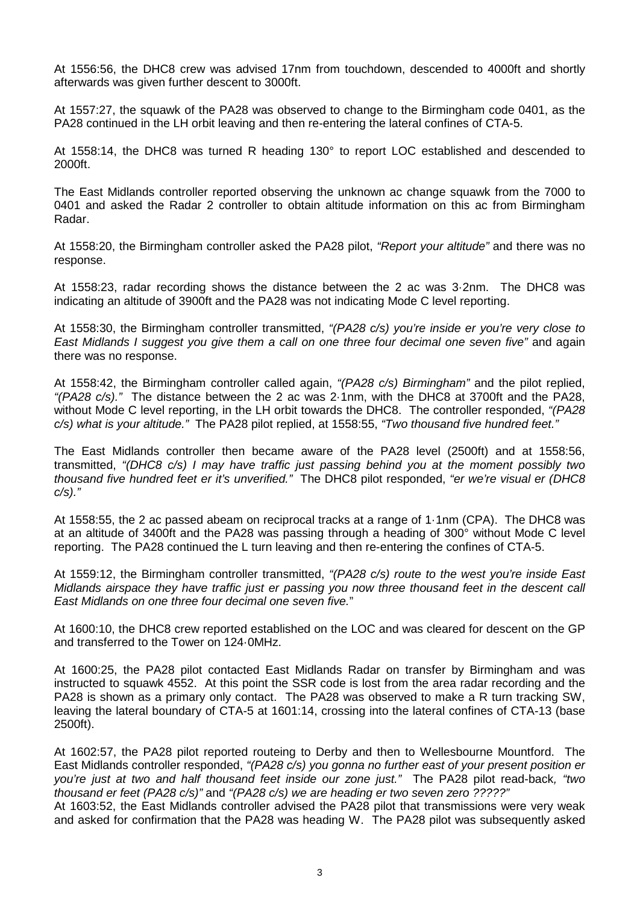At 1556:56, the DHC8 crew was advised 17nm from touchdown, descended to 4000ft and shortly afterwards was given further descent to 3000ft.

At 1557:27, the squawk of the PA28 was observed to change to the Birmingham code 0401, as the PA28 continued in the LH orbit leaving and then re-entering the lateral confines of CTA-5.

At 1558:14, the DHC8 was turned R heading 130° to report LOC established and descended to 2000ft.

The East Midlands controller reported observing the unknown ac change squawk from the 7000 to 0401 and asked the Radar 2 controller to obtain altitude information on this ac from Birmingham Radar.

At 1558:20, the Birmingham controller asked the PA28 pilot, *"Report your altitude"* and there was no response.

At 1558:23, radar recording shows the distance between the 2 ac was 3·2nm. The DHC8 was indicating an altitude of 3900ft and the PA28 was not indicating Mode C level reporting.

At 1558:30, the Birmingham controller transmitted, *"(PA28 c/s) you're inside er you're very close to East Midlands I suggest you give them a call on one three four decimal one seven five"* and again there was no response.

At 1558:42, the Birmingham controller called again, *"(PA28 c/s) Birmingham"* and the pilot replied, *"(PA28 c/s)."* The distance between the 2 ac was 2·1nm, with the DHC8 at 3700ft and the PA28, without Mode C level reporting, in the LH orbit towards the DHC8. The controller responded, *"(PA28 c/s) what is your altitude."* The PA28 pilot replied, at 1558:55, *"Two thousand five hundred feet."*

The East Midlands controller then became aware of the PA28 level (2500ft) and at 1558:56, transmitted, *"(DHC8 c/s) I may have traffic just passing behind you at the moment possibly two thousand five hundred feet er it's unverified."* The DHC8 pilot responded, *"er we're visual er (DHC8 c/s)."*

At 1558:55, the 2 ac passed abeam on reciprocal tracks at a range of 1·1nm (CPA). The DHC8 was at an altitude of 3400ft and the PA28 was passing through a heading of 300° without Mode C level reporting. The PA28 continued the L turn leaving and then re-entering the confines of CTA-5.

At 1559:12, the Birmingham controller transmitted, *"(PA28 c/s) route to the west you're inside East Midlands airspace they have traffic just er passing you now three thousand feet in the descent call East Midlands on one three four decimal one seven five."*

At 1600:10, the DHC8 crew reported established on the LOC and was cleared for descent on the GP and transferred to the Tower on 124·0MHz.

At 1600:25, the PA28 pilot contacted East Midlands Radar on transfer by Birmingham and was instructed to squawk 4552. At this point the SSR code is lost from the area radar recording and the PA28 is shown as a primary only contact. The PA28 was observed to make a R turn tracking SW, leaving the lateral boundary of CTA-5 at 1601:14, crossing into the lateral confines of CTA-13 (base 2500ft).

At 1602:57, the PA28 pilot reported routeing to Derby and then to Wellesbourne Mountford. The East Midlands controller responded, *"(PA28 c/s) you gonna no further east of your present position er you're just at two and half thousand feet inside our zone just."* The PA28 pilot read-back*, "two thousand er feet (PA28 c/s)"* and *"(PA28 c/s) we are heading er two seven zero ?????"*

At 1603:52, the East Midlands controller advised the PA28 pilot that transmissions were very weak and asked for confirmation that the PA28 was heading W. The PA28 pilot was subsequently asked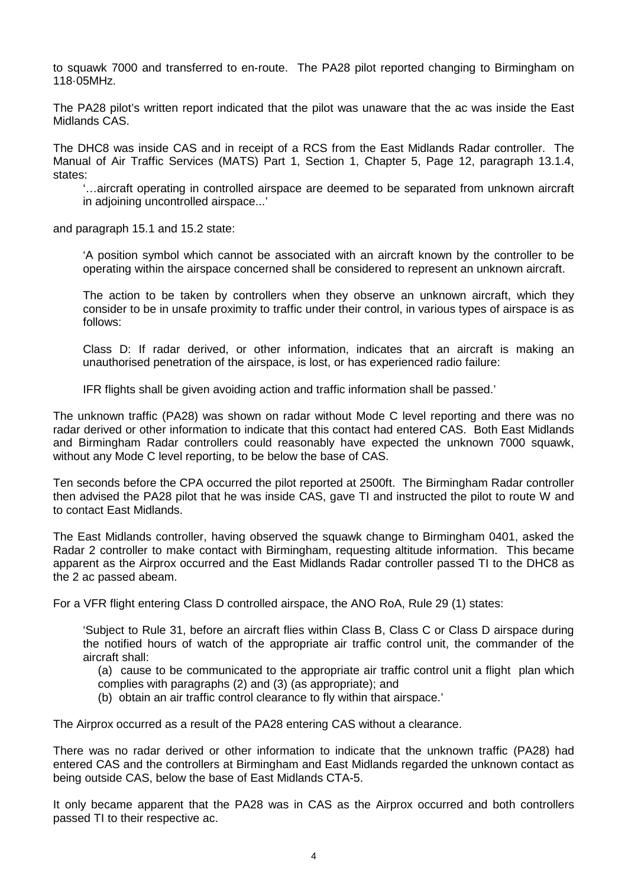to squawk 7000 and transferred to en-route. The PA28 pilot reported changing to Birmingham on 118·05MHz.

The PA28 pilot's written report indicated that the pilot was unaware that the ac was inside the East Midlands CAS.

The DHC8 was inside CAS and in receipt of a RCS from the East Midlands Radar controller. The Manual of Air Traffic Services (MATS) Part 1, Section 1, Chapter 5, Page 12, paragraph 13.1.4, states:

> '…aircraft operating in controlled airspace are deemed to be separated from unknown aircraft in adjoining uncontrolled airspace...'

and paragraph 15.1 and 15.2 state:

> 'A position symbol which cannot be associated with an aircraft known by the controller to be operating within the airspace concerned shall be considered to represent an unknown aircraft.
>
> The action to be taken by controllers when they observe an unknown aircraft, which they consider to be in unsafe proximity to traffic under their control, in various types of airspace is as follows:
>
> Class D: If radar derived, or other information, indicates that an aircraft is making an unauthorised penetration of the airspace, is lost, or has experienced radio failure:
>
> IFR flights shall be given avoiding action and traffic information shall be passed.'

The unknown traffic (PA28) was shown on radar without Mode C level reporting and there was no radar derived or other information to indicate that this contact had entered CAS. Both East Midlands and Birmingham Radar controllers could reasonably have expected the unknown 7000 squawk, without any Mode C level reporting, to be below the base of CAS.

Ten seconds before the CPA occurred the pilot reported at 2500ft. The Birmingham Radar controller then advised the PA28 pilot that he was inside CAS, gave TI and instructed the pilot to route W and to contact East Midlands.

The East Midlands controller, having observed the squawk change to Birmingham 0401, asked the Radar 2 controller to make contact with Birmingham, requesting altitude information. This became apparent as the Airprox occurred and the East Midlands Radar controller passed TI to the DHC8 as the 2 ac passed abeam.

For a VFR flight entering Class D controlled airspace, the ANO RoA, Rule 29 (1) states:

> 'Subject to Rule 31, before an aircraft flies within Class B, Class C or Class D airspace during the notified hours of watch of the appropriate air traffic control unit, the commander of the aircraft shall:
>
> (a) cause to be communicated to the appropriate air traffic control unit a flight plan which complies with paragraphs (2) and (3) (as appropriate); and
>
> (b) obtain an air traffic control clearance to fly within that airspace.'

The Airprox occurred as a result of the PA28 entering CAS without a clearance.

There was no radar derived or other information to indicate that the unknown traffic (PA28) had entered CAS and the controllers at Birmingham and East Midlands regarded the unknown contact as being outside CAS, below the base of East Midlands CTA-5.

It only became apparent that the PA28 was in CAS as the Airprox occurred and both controllers passed TI to their respective ac.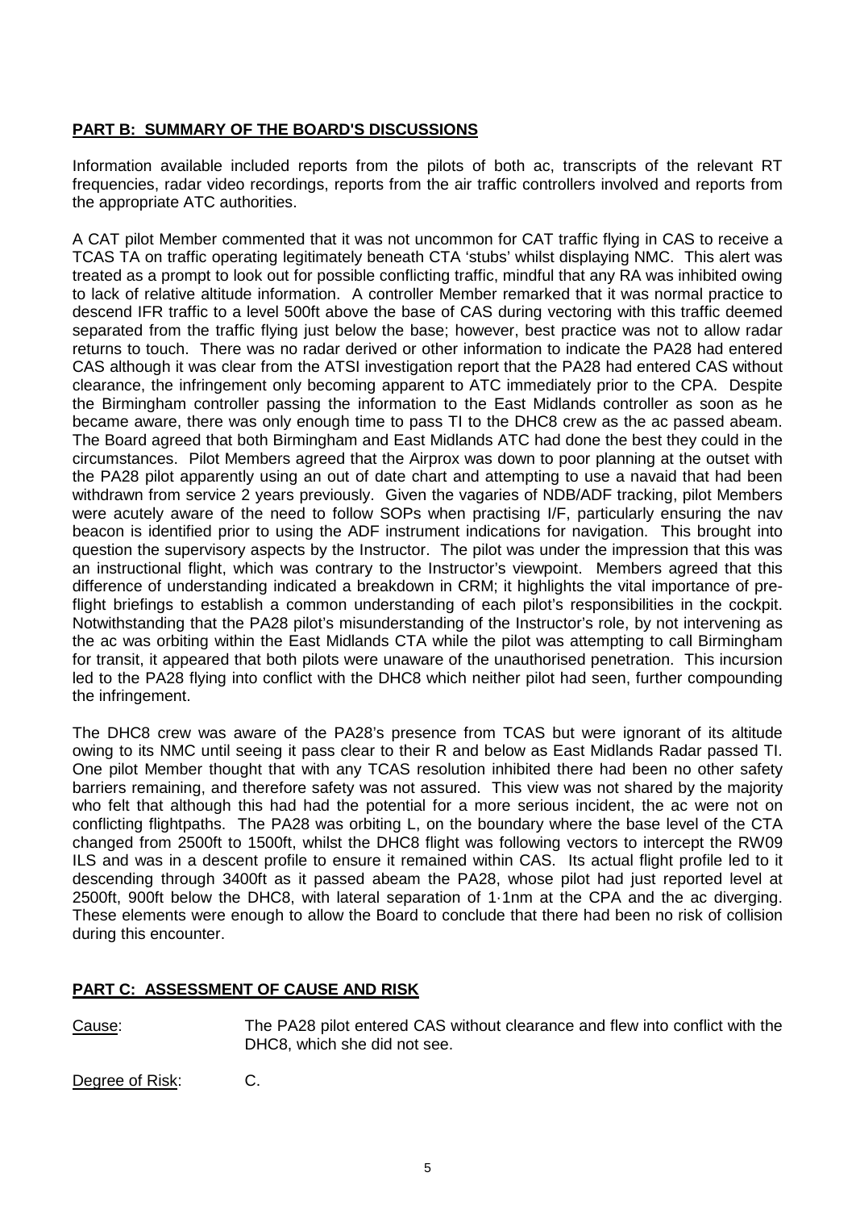**PART B: SUMMARY OF THE BOARD'S DISCUSSIONS**

Information available included reports from the pilots of both ac, transcripts of the relevant RT frequencies, radar video recordings, reports from the air traffic controllers involved and reports from the appropriate ATC authorities.

A CAT pilot Member commented that it was not uncommon for CAT traffic flying in CAS to receive a TCAS TA on traffic operating legitimately beneath CTA 'stubs' whilst displaying NMC. This alert was treated as a prompt to look out for possible conflicting traffic, mindful that any RA was inhibited owing to lack of relative altitude information. A controller Member remarked that it was normal practice to descend IFR traffic to a level 500ft above the base of CAS during vectoring with this traffic deemed separated from the traffic flying just below the base; however, best practice was not to allow radar returns to touch. There was no radar derived or other information to indicate the PA28 had entered CAS although it was clear from the ATSI investigation report that the PA28 had entered CAS without clearance, the infringement only becoming apparent to ATC immediately prior to the CPA. Despite the Birmingham controller passing the information to the East Midlands controller as soon as he became aware, there was only enough time to pass TI to the DHC8 crew as the ac passed abeam. The Board agreed that both Birmingham and East Midlands ATC had done the best they could in the circumstances. Pilot Members agreed that the Airprox was down to poor planning at the outset with the PA28 pilot apparently using an out of date chart and attempting to use a navaid that had been withdrawn from service 2 years previously. Given the vagaries of NDB/ADF tracking, pilot Members were acutely aware of the need to follow SOPs when practising I/F, particularly ensuring the nav beacon is identified prior to using the ADF instrument indications for navigation. This brought into question the supervisory aspects by the Instructor. The pilot was under the impression that this was an instructional flight, which was contrary to the Instructor's viewpoint. Members agreed that this difference of understanding indicated a breakdown in CRM; it highlights the vital importance of pre-flight briefings to establish a common understanding of each pilot's responsibilities in the cockpit. Notwithstanding that the PA28 pilot's misunderstanding of the Instructor's role, by not intervening as the ac was orbiting within the East Midlands CTA while the pilot was attempting to call Birmingham for transit, it appeared that both pilots were unaware of the unauthorised penetration. This incursion led to the PA28 flying into conflict with the DHC8 which neither pilot had seen, further compounding the infringement.

The DHC8 crew was aware of the PA28's presence from TCAS but were ignorant of its altitude owing to its NMC until seeing it pass clear to their R and below as East Midlands Radar passed TI. One pilot Member thought that with any TCAS resolution inhibited there had been no other safety barriers remaining, and therefore safety was not assured. This view was not shared by the majority who felt that although this had had the potential for a more serious incident, the ac were not on conflicting flightpaths. The PA28 was orbiting L, on the boundary where the base level of the CTA changed from 2500ft to 1500ft, whilst the DHC8 flight was following vectors to intercept the RW09 ILS and was in a descent profile to ensure it remained within CAS. Its actual flight profile led to it descending through 3400ft as it passed abeam the PA28, whose pilot had just reported level at 2500ft, 900ft below the DHC8, with lateral separation of 1·1nm at the CPA and the ac diverging. These elements were enough to allow the Board to conclude that there had been no risk of collision during this encounter.

**PART C: ASSESSMENT OF CAUSE AND RISK**

Cause: The PA28 pilot entered CAS without clearance and flew into conflict with the DHC8, which she did not see.

Degree of Risk: C.